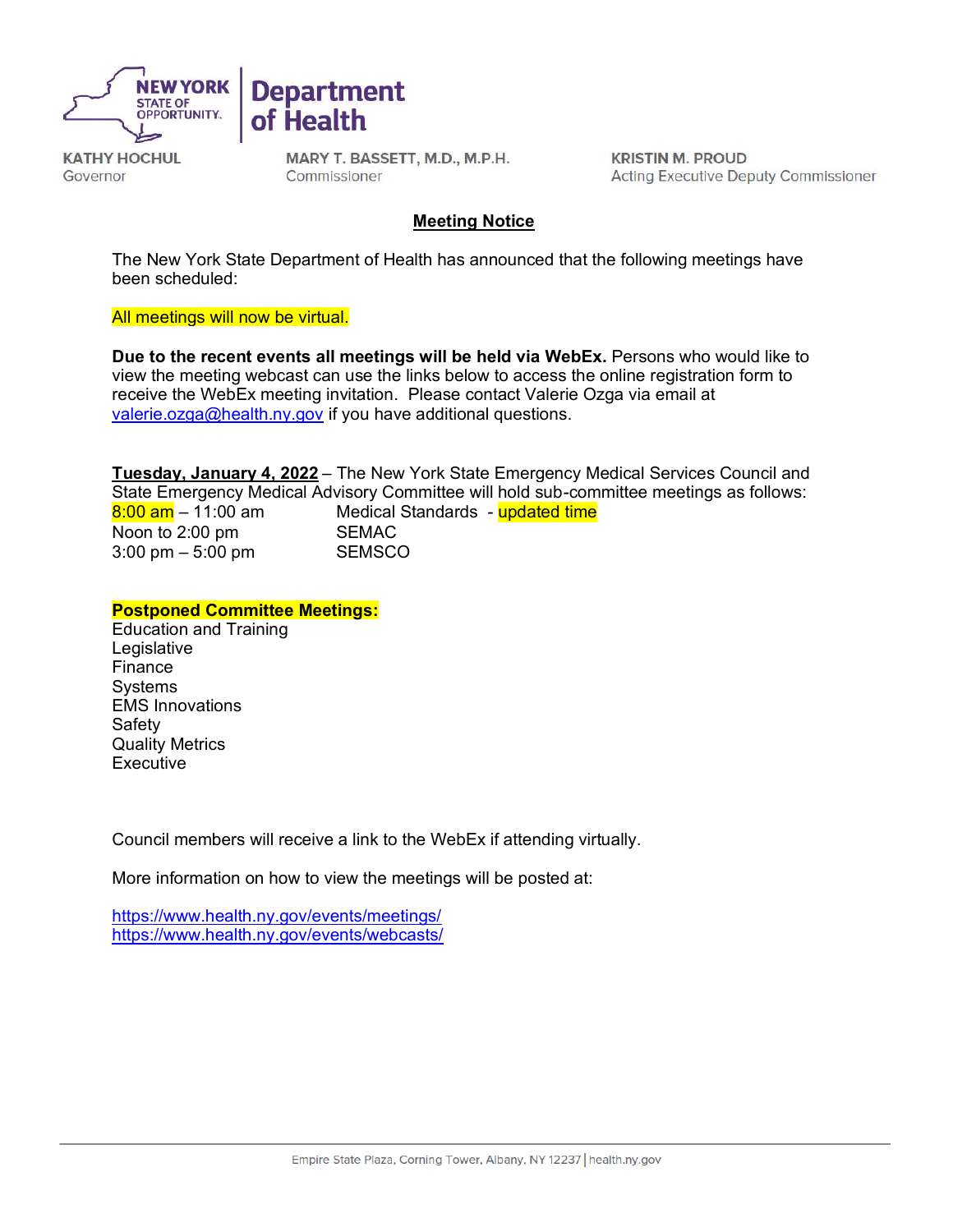NEW YORK STATE OF OPPORTUNITY. | Department of Health

KATHY HOCHUL
Governor

MARY T. BASSETT, M.D., M.P.H.
Commissioner

KRISTIN M. PROUD
Acting Executive Deputy Commissioner

## Meeting Notice

The New York State Department of Health has announced that the following meetings have been scheduled:

All meetings will now be virtual.

**Due to the recent events all meetings will be held via WebEx.** Persons who would like to view the meeting webcast can use the links below to access the online registration form to receive the WebEx meeting invitation. Please contact Valerie Ozga via email at valerie.ozga@health.ny.gov if you have additional questions.

**Tuesday, January 4, 2022** – The New York State Emergency Medical Services Council and State Emergency Medical Advisory Committee will hold sub-committee meetings as follows:

| | |
|---|---|
| 8:00 am – 11:00 am | Medical Standards - updated time |
| Noon to 2:00 pm | SEMAC |
| 3:00 pm – 5:00 pm | SEMSCO |

**Postponed Committee Meetings:**

Education and Training
Legislative
Finance
Systems
EMS Innovations
Safety
Quality Metrics
Executive

Council members will receive a link to the WebEx if attending virtually.

More information on how to view the meetings will be posted at:

https://www.health.ny.gov/events/meetings/
https://www.health.ny.gov/events/webcasts/

Empire State Plaza, Corning Tower, Albany, NY 12237 | health.ny.gov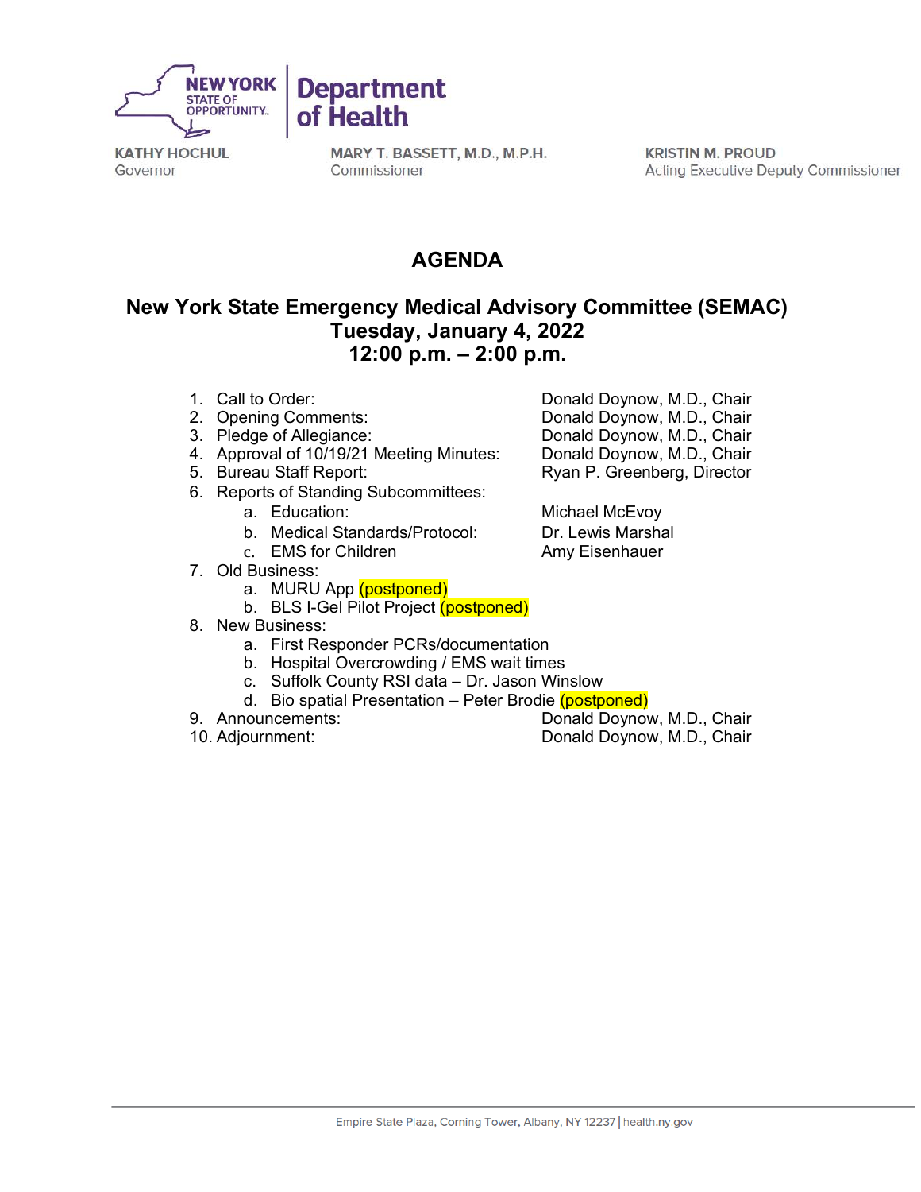NEW YORK STATE OF OPPORTUNITY. | Department of Health

KATHY HOCHUL
Governor

MARY T. BASSETT, M.D., M.P.H.
Commissioner

KRISTIN M. PROUD
Acting Executive Deputy Commissioner

# AGENDA

## New York State Emergency Medical Advisory Committee (SEMAC)
## Tuesday, January 4, 2022
## 12:00 p.m. – 2:00 p.m.

1. Call to Order: Donald Doynow, M.D., Chair
2. Opening Comments: Donald Doynow, M.D., Chair
3. Pledge of Allegiance: Donald Doynow, M.D., Chair
4. Approval of 10/19/21 Meeting Minutes: Donald Doynow, M.D., Chair
5. Bureau Staff Report: Ryan P. Greenberg, Director
6. Reports of Standing Subcommittees:
   a. Education: Michael McEvoy
   b. Medical Standards/Protocol: Dr. Lewis Marshal
   c. EMS for Children: Amy Eisenhauer
7. Old Business:
   a. MURU App (postponed)
   b. BLS I-Gel Pilot Project (postponed)
8. New Business:
   a. First Responder PCRs/documentation
   b. Hospital Overcrowding / EMS wait times
   c. Suffolk County RSI data – Dr. Jason Winslow
   d. Bio spatial Presentation – Peter Brodie (postponed)
9. Announcements: Donald Doynow, M.D., Chair
10. Adjournment: Donald Doynow, M.D., Chair

Empire State Plaza, Corning Tower, Albany, NY 12237 | health.ny.gov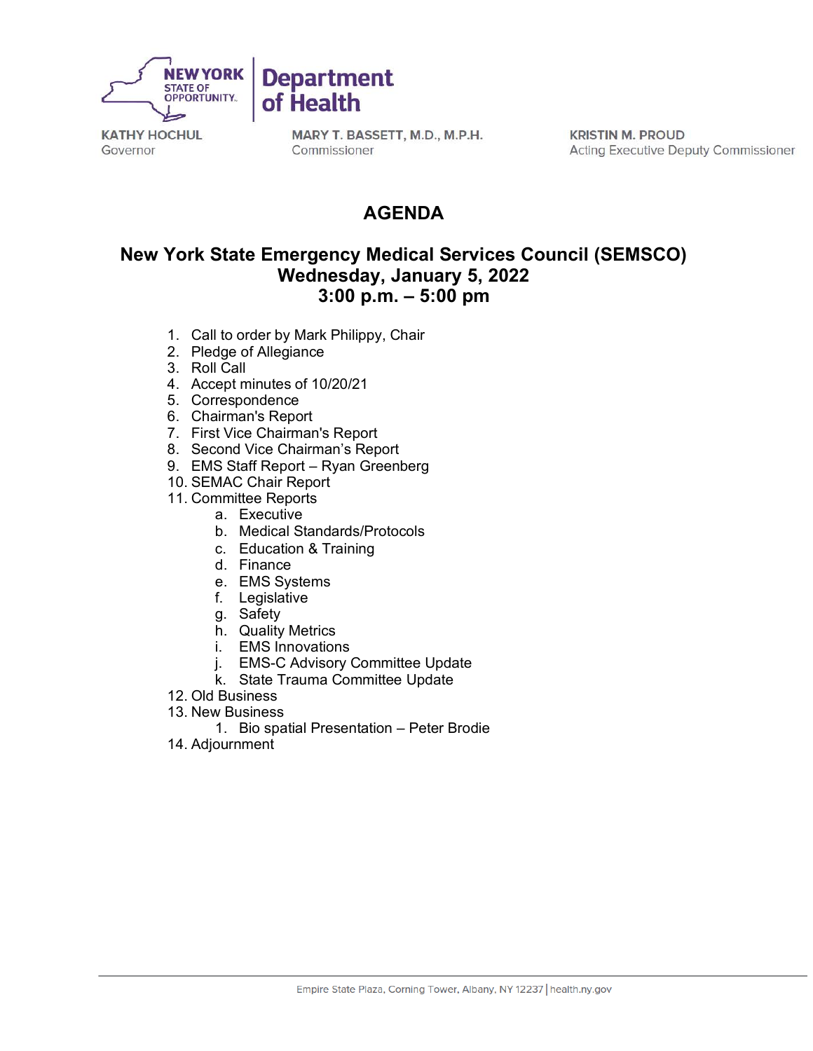NEW YORK STATE OF OPPORTUNITY | Department of Health

KATHY HOCHUL
Governor

MARY T. BASSETT, M.D., M.P.H.
Commissioner

KRISTIN M. PROUD
Acting Executive Deputy Commissioner

# AGENDA

## New York State Emergency Medical Services Council (SEMSCO)
## Wednesday, January 5, 2022
## 3:00 p.m. – 5:00 pm

1. Call to order by Mark Philippy, Chair
2. Pledge of Allegiance
3. Roll Call
4. Accept minutes of 10/20/21
5. Correspondence
6. Chairman's Report
7. First Vice Chairman's Report
8. Second Vice Chairman's Report
9. EMS Staff Report – Ryan Greenberg
10. SEMAC Chair Report
11. Committee Reports
    a. Executive
    b. Medical Standards/Protocols
    c. Education & Training
    d. Finance
    e. EMS Systems
    f. Legislative
    g. Safety
    h. Quality Metrics
    i. EMS Innovations
    j. EMS-C Advisory Committee Update
    k. State Trauma Committee Update
12. Old Business
13. New Business
    1. Bio spatial Presentation – Peter Brodie
14. Adjournment

Empire State Plaza, Corning Tower, Albany, NY 12237 | health.ny.gov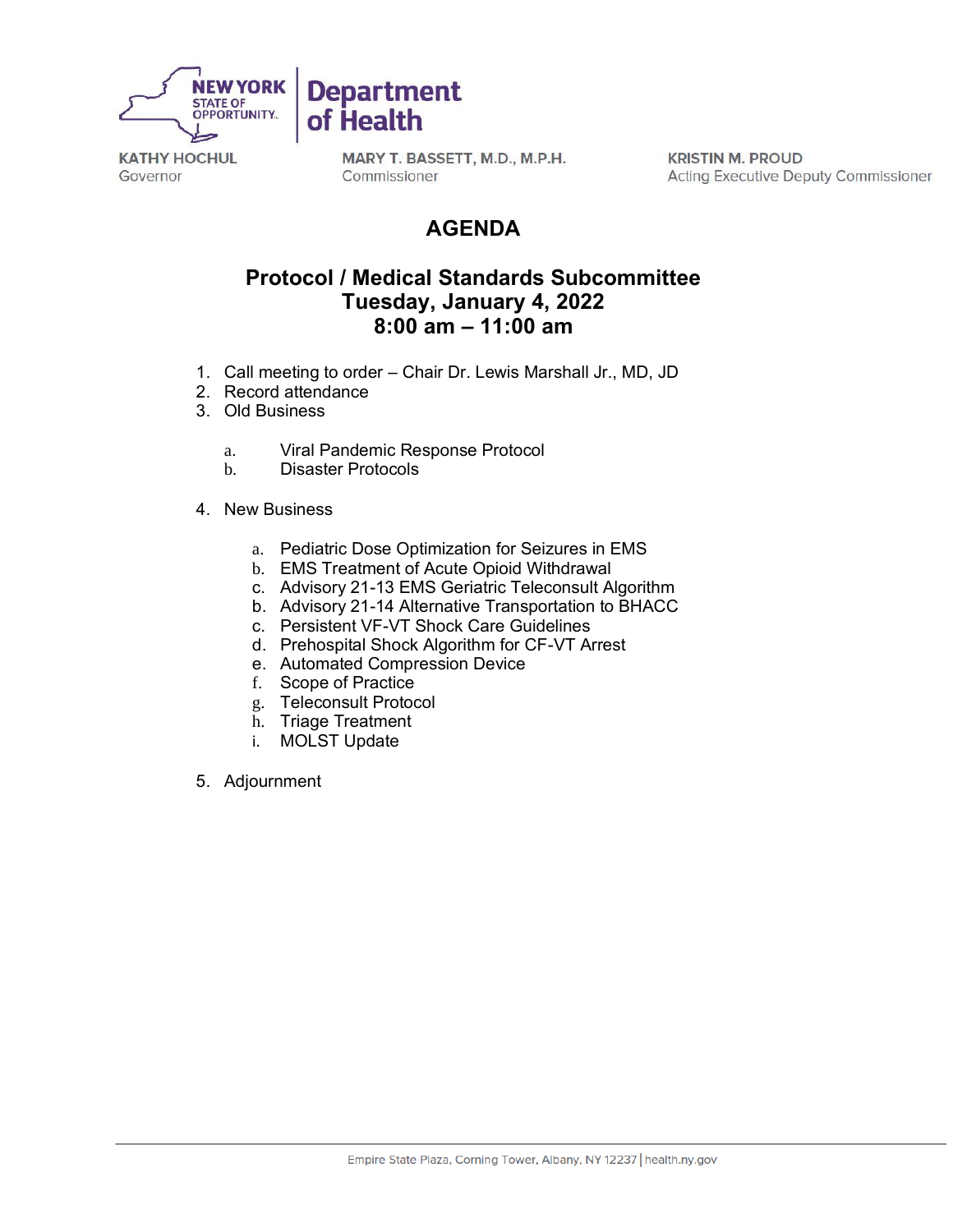NEW YORK STATE OF OPPORTUNITY. | Department of Health

KATHY HOCHUL
Governor

MARY T. BASSETT, M.D., M.P.H.
Commissioner

KRISTIN M. PROUD
Acting Executive Deputy Commissioner

# AGENDA

## Protocol / Medical Standards Subcommittee
## Tuesday, January 4, 2022
## 8:00 am – 11:00 am

1. Call meeting to order – Chair Dr. Lewis Marshall Jr., MD, JD
2. Record attendance
3. Old Business

   a. Viral Pandemic Response Protocol
   b. Disaster Protocols

4. New Business

   a. Pediatric Dose Optimization for Seizures in EMS
   b. EMS Treatment of Acute Opioid Withdrawal
   c. Advisory 21-13 EMS Geriatric Teleconsult Algorithm
   b. Advisory 21-14 Alternative Transportation to BHACC
   c. Persistent VF-VT Shock Care Guidelines
   d. Prehospital Shock Algorithm for CF-VT Arrest
   e. Automated Compression Device
   f. Scope of Practice
   g. Teleconsult Protocol
   h. Triage Treatment
   i. MOLST Update

5. Adjournment

Empire State Plaza, Corning Tower, Albany, NY 12237 | health.ny.gov